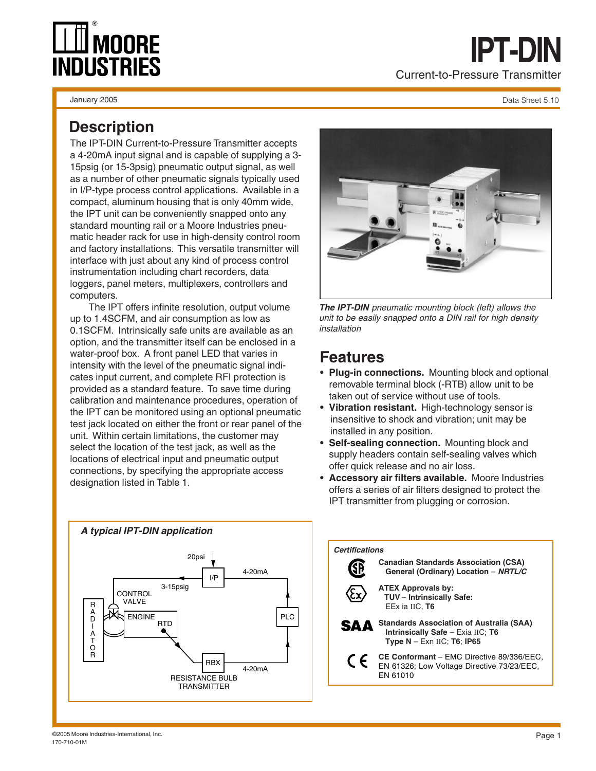# IPT-DIN

Current-to-Pressure Transmitter

January 2005

Data Sheet 5.10

## Description

The IPT-DIN Current-to-Pressure Transmitter accepts a 4-20mA input signal and is capable of supplying a 3-15psig (or 15-3psig) pneumatic output signal, as well as a number of other pneumatic signals typically used in I/P-type process control applications. Available in a compact, aluminum housing that is only 40mm wide, the IPT unit can be conveniently snapped onto any standard mounting rail or a Moore Industries pneumatic header rack for use in high-density control room and factory installations. This versatile transmitter will interface with just about any kind of process control instrumentation including chart recorders, data loggers, panel meters, multiplexers, controllers and computers.

The IPT offers infinite resolution, output volume up to 1.4SCFM, and air consumption as low as 0.1SCFM. Intrinsically safe units are available as an option, and the transmitter itself can be enclosed in a water-proof box. A front panel LED that varies in intensity with the level of the pneumatic signal indicates input current, and complete RFI protection is provided as a standard feature. To save time during calibration and maintenance procedures, operation of the IPT can be monitored using an optional pneumatic test jack located on either the front or rear panel of the unit. Within certain limitations, the customer may select the location of the test jack, as well as the locations of electrical input and pneumatic output connections, by specifying the appropriate access designation listed in Table 1.

***The IPT-DIN*** *pneumatic mounting block (left) allows the unit to be easily snapped onto a DIN rail for high density installation*

## Features

- **Plug-in connections.** Mounting block and optional removable terminal block (-RTB) allow unit to be taken out of service without use of tools.
- **Vibration resistant.** High-technology sensor is insensitive to shock and vibration; unit may be installed in any position.
- **Self-sealing connection.** Mounting block and supply headers contain self-sealing valves which offer quick release and no air loss.
- **Accessory air filters available.** Moore Industries offers a series of air filters designed to protect the IPT transmitter from plugging or corrosion.

***A typical IPT-DIN application***

20psi; I/P; 4-20mA; 3-15psig; CONTROL VALVE; RADIATOR; ENGINE; RTD; PLC; RBX; 4-20mA; RESISTANCE BULB TRANSMITTER

***Certifications***

- **Canadian Standards Association (CSA)**
  **General (Ordinary) Location** – ***NRTL/C***
- **ATEX Approvals by:**
  **TUV** – **Intrinsically Safe:**
  EEx ia IIC, **T6**
- **Standards Association of Australia (SAA)**
  **Intrinsically Safe** – Exia IIC; **T6**
  **Type N** – Exn IIC; **T6**; **IP65**
- **CE Conformant** – EMC Directive 89/336/EEC, EN 61326; Low Voltage Directive 73/23/EEC, EN 61010

©2005 Moore Industries-International, Inc.
170-710-01M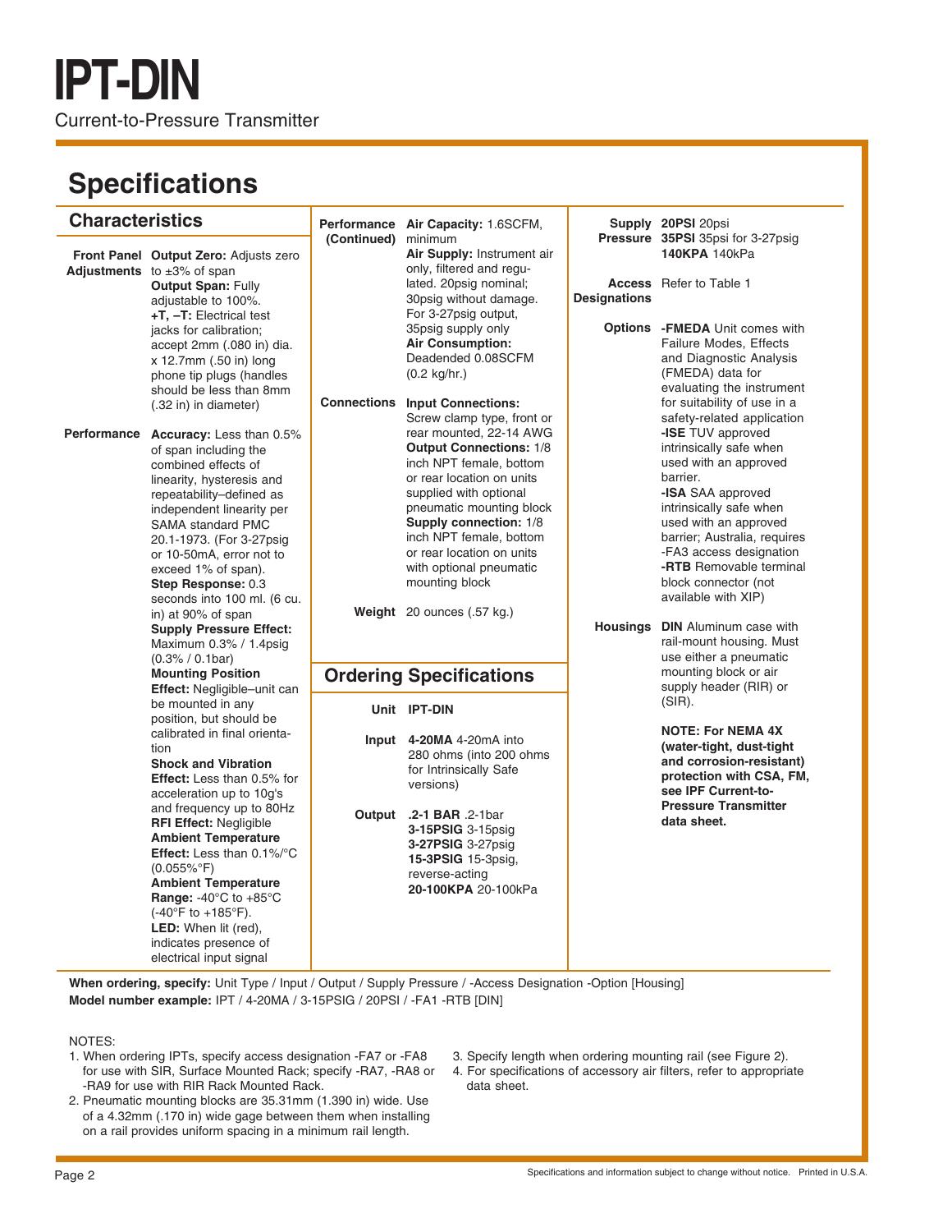# IPT-DIN

Current-to-Pressure Transmitter

## Specifications

### Characteristics

**Front Panel Adjustments**

**Output Zero:** Adjusts zero to ±3% of span

**Output Span:** Fully adjustable to 100%.

**+T, –T:** Electrical test jacks for calibration; accept 2mm (.080 in) dia. x 12.7mm (.50 in) long phone tip plugs (handles should be less than 8mm (.32 in) in diameter)

**Performance**

**Accuracy:** Less than 0.5% of span including the combined effects of linearity, hysteresis and repeatability–defined as independent linearity per SAMA standard PMC 20.1-1973. (For 3-27psig or 10-50mA, error not to exceed 1% of span).

**Step Response:** 0.3 seconds into 100 ml. (6 cu. in) at 90% of span

**Supply Pressure Effect:** Maximum 0.3% / 1.4psig (0.3% / 0.1bar)

**Mounting Position Effect:** Negligible–unit can be mounted in any position, but should be calibrated in final orientation

**Shock and Vibration Effect:** Less than 0.5% for acceleration up to 10g's and frequency up to 80Hz

**RFI Effect:** Negligible

**Ambient Temperature Effect:** Less than 0.1%/°C (0.055%°F)

**Ambient Temperature Range:** -40°C to +85°C (-40°F to +185°F).

**LED:** When lit (red), indicates presence of electrical input signal

**Performance (Continued)**

**Air Capacity:** 1.6SCFM, minimum

**Air Supply:** Instrument air only, filtered and regulated. 20psig nominal; 30psig without damage. For 3-27psig output, 35psig supply only

**Air Consumption:** Deadended 0.08SCFM (0.2 kg/hr.)

**Connections**

**Input Connections:** Screw clamp type, front or rear mounted, 22-14 AWG

**Output Connections:** 1/8 inch NPT female, bottom or rear location on units supplied with optional pneumatic mounting block

**Supply connection:** 1/8 inch NPT female, bottom or rear location on units with optional pneumatic mounting block

**Weight** 20 ounces (.57 kg.)

### Ordering Specifications

**Unit** IPT-DIN

**Input**
**4-20MA** 4-20mA into 280 ohms (into 200 ohms for Intrinsically Safe versions)

**Output**
**.2-1 BAR** .2-1bar
**3-15PSIG** 3-15psig
**3-27PSIG** 3-27psig
**15-3PSIG** 15-3psig, reverse-acting
**20-100KPA** 20-100kPa

**Supply Pressure**
**20PSI** 20psi
**35PSI** 35psi for 3-27psig
**140KPA** 140kPa

**Access Designations** Refer to Table 1

**Options**
**-FMEDA** Unit comes with Failure Modes, Effects and Diagnostic Analysis (FMEDA) data for evaluating the instrument for suitability of use in a safety-related application
**-ISE** TUV approved intrinsically safe when used with an approved barrier.
**-ISA** SAA approved intrinsically safe when used with an approved barrier; Australia, requires -FA3 access designation
**-RTB** Removable terminal block connector (not available with XIP)

**Housings**
**DIN** Aluminum case with rail-mount housing. Must use either a pneumatic mounting block or air supply header (RIR) or (SIR).

**NOTE: For NEMA 4X (water-tight, dust-tight and corrosion-resistant) protection with CSA, FM, see IPF Current-to-Pressure Transmitter data sheet.**

**When ordering, specify:** Unit Type / Input / Output / Supply Pressure / -Access Designation -Option [Housing]
**Model number example:** IPT / 4-20MA / 3-15PSIG / 20PSI / -FA1 -RTB [DIN]

NOTES:

1. When ordering IPTs, specify access designation -FA7 or -FA8 for use with SIR, Surface Mounted Rack; specify -RA7, -RA8 or -RA9 for use with RIR Rack Mounted Rack.
2. Pneumatic mounting blocks are 35.31mm (1.390 in) wide. Use of a 4.32mm (.170 in) wide gage between them when installing on a rail provides uniform spacing in a minimum rail length.
3. Specify length when ordering mounting rail (see Figure 2).
4. For specifications of accessory air filters, refer to appropriate data sheet.

Specifications and information subject to change without notice. Printed in U.S.A.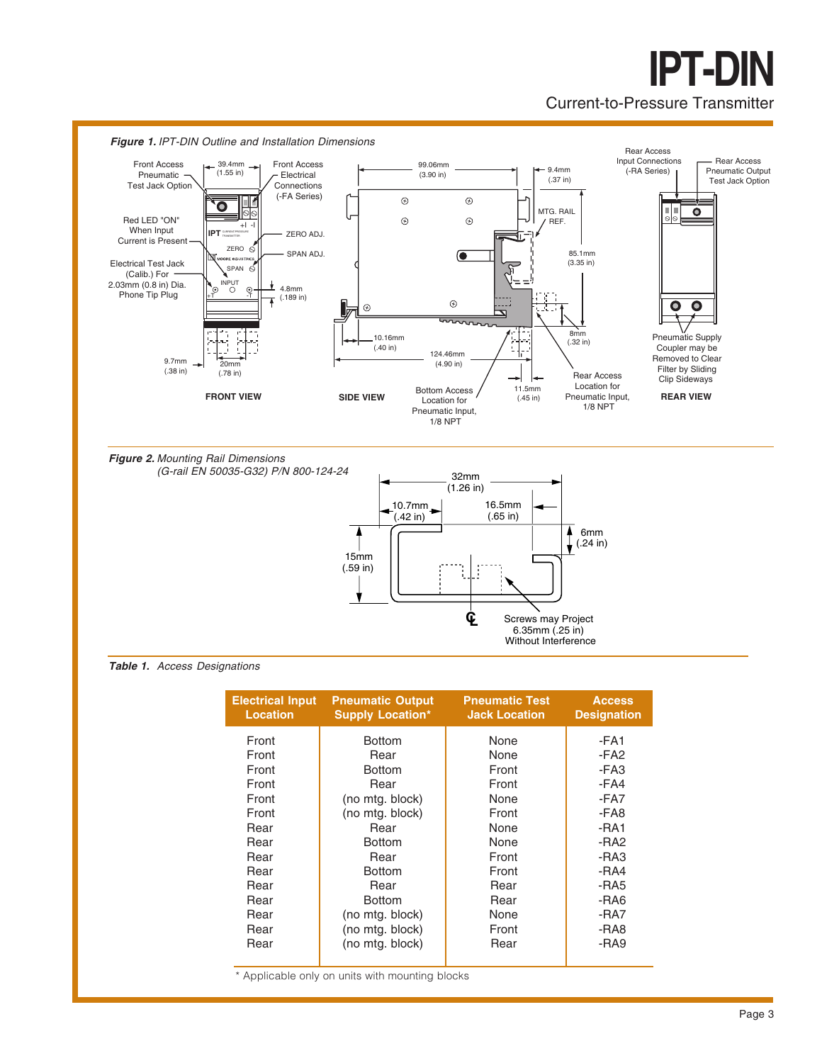**Figure 1.** *IPT-DIN Outline and Installation Dimensions*

Front Access Pneumatic Test Jack Option

39.4mm (1.55 in)

Front Access Electrical Connections (-FA Series)

Red LED "ON" When Input Current is Present

ZERO ADJ.

SPAN ADJ.

Electrical Test Jack (Calib.) For 2.03mm (0.8 in) Dia. Phone Tip Plug

4.8mm (.189 in)

9.7mm (.38 in)

20mm (.78 in)

FRONT VIEW

99.06mm (3.90 in)

9.4mm (.37 in)

MTG. RAIL REF.

85.1mm (3.35 in)

8mm (.32 in)

10.16mm (.40 in)

124.46mm (4.90 in)

11.5mm (.45 in)

SIDE VIEW

Bottom Access Location for Pneumatic Input, 1/8 NPT

Rear Access Location for Pneumatic Input, 1/8 NPT

Rear Access Input Connections (-RA Series)

Rear Access Pneumatic Output Test Jack Option

Pneumatic Supply Coupler may be Removed to Clear Filter by Sliding Clip Sideways

REAR VIEW

**Figure 2.** *Mounting Rail Dimensions (G-rail EN 50035-G32) P/N 800-124-24*

32mm (1.26 in)

10.7mm (.42 in)

16.5mm (.65 in)

6mm (.24 in)

15mm (.59 in)

Screws may Project 6.35mm (.25 in) Without Interference

**Table 1.** *Access Designations*

| Electrical Input Location | Pneumatic Output Supply Location* | Pneumatic Test Jack Location | Access Designation |
|---|---|---|---|
| Front | Bottom | None | -FA1 |
| Front | Rear | None | -FA2 |
| Front | Bottom | Front | -FA3 |
| Front | Rear | Front | -FA4 |
| Front | (no mtg. block) | None | -FA7 |
| Front | (no mtg. block) | Front | -FA8 |
| Rear | Rear | None | -RA1 |
| Rear | Bottom | None | -RA2 |
| Rear | Rear | Front | -RA3 |
| Rear | Bottom | Front | -RA4 |
| Rear | Rear | Rear | -RA5 |
| Rear | Bottom | Rear | -RA6 |
| Rear | (no mtg. block) | None | -RA7 |
| Rear | (no mtg. block) | Front | -RA8 |
| Rear | (no mtg. block) | Rear | -RA9 |

* Applicable only on units with mounting blocks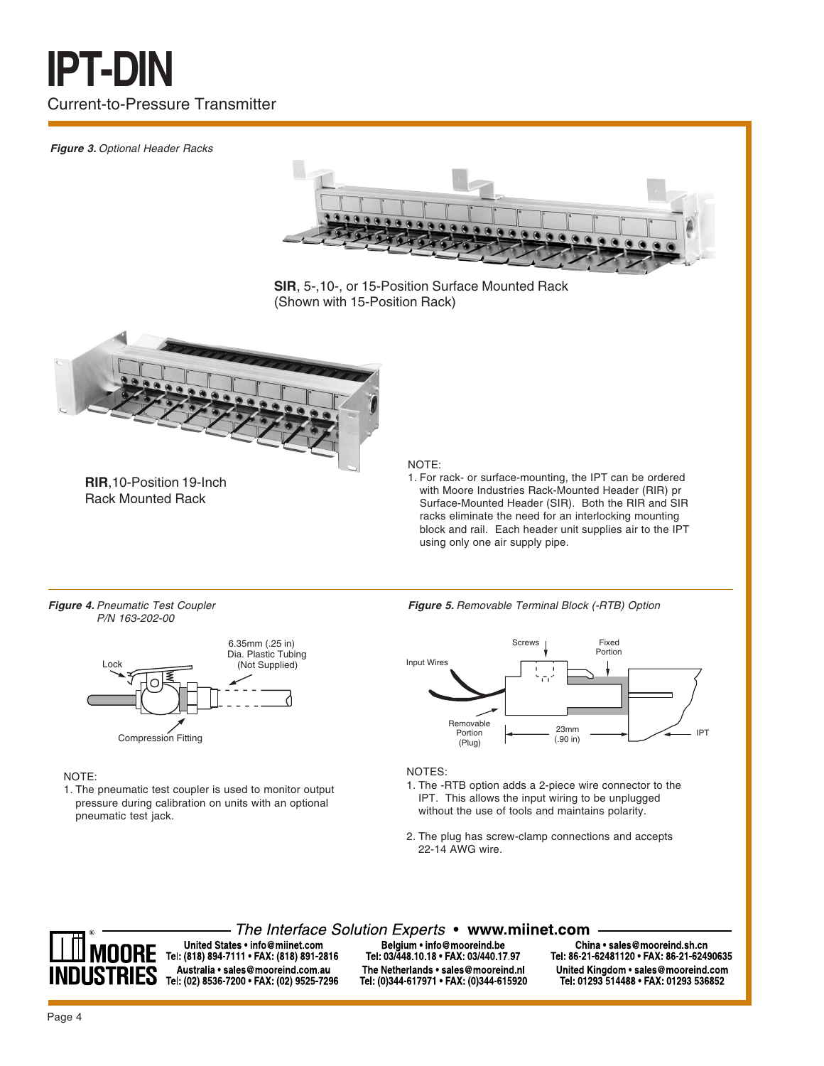# IPT-DIN

Current-to-Pressure Transmitter

***Figure 3.*** *Optional Header Racks*

**SIR**, 5-,10-, or 15-Position Surface Mounted Rack (Shown with 15-Position Rack)

**RIR**,10-Position 19-Inch Rack Mounted Rack

NOTE:

1. For rack- or surface-mounting, the IPT can be ordered with Moore Industries Rack-Mounted Header (RIR) pr Surface-Mounted Header (SIR). Both the RIR and SIR racks eliminate the need for an interlocking mounting block and rail. Each header unit supplies air to the IPT using only one air supply pipe.

***Figure 4.*** *Pneumatic Test Coupler P/N 163-202-00*

Lock

6.35mm (.25 in) Dia. Plastic Tubing (Not Supplied)

Compression Fitting

NOTE:

1. The pneumatic test coupler is used to monitor output pressure during calibration on units with an optional pneumatic test jack.

***Figure 5.*** *Removable Terminal Block (-RTB) Option*

Screws

Fixed Portion

Input Wires

Removable Portion (Plug)

23mm (.90 in)

IPT

NOTES:

1. The -RTB option adds a 2-piece wire connector to the IPT. This allows the input wiring to be unplugged without the use of tools and maintains polarity.
2. The plug has screw-clamp connections and accepts 22-14 AWG wire.

*The Interface Solution Experts* • **www.miinet.com**

MOORE INDUSTRIES

United States • info@miinet.com
Tel: (818) 894-7111 • FAX: (818) 891-2816
Australia • sales@mooreind.com.au
Tel: (02) 8536-7200 • FAX: (02) 9525-7296

Belgium • info@mooreind.be
Tel: 03/448.10.18 • FAX: 03/440.17.97
The Netherlands • sales@mooreind.nl
Tel: (0)344-617971 • FAX: (0)344-615920

China • sales@mooreind.sh.cn
Tel: 86-21-62481120 • FAX: 86-21-62490635
United Kingdom • sales@mooreind.com
Tel: 01293 514488 • FAX: 01293 536852